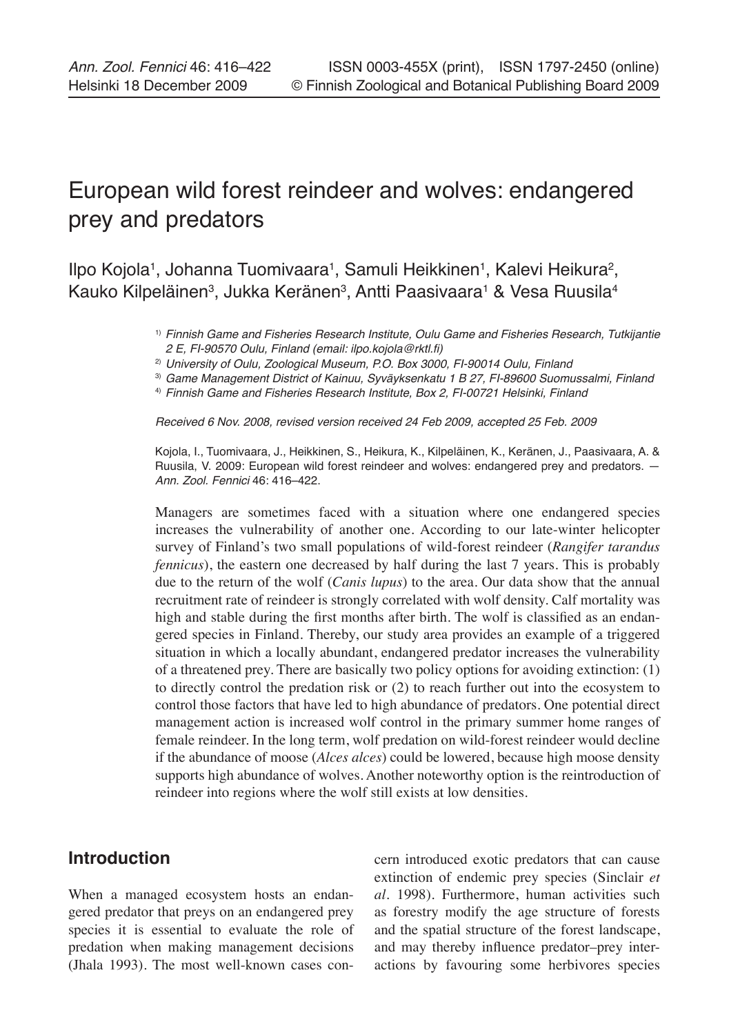# European wild forest reindeer and wolves: endangered prey and predators

Ilpo Kojola[1], Johanna Tuomivaara[1], Samuli Heikkinen[1], Kalevi Heikura[2], Kauko Kilpeläinen[3], Jukka Keränen[3], Antti Paasivaara[1] & Vesa Ruusila[4]

[1] *Finnish Game and Fisheries Research Institute, Oulu Game and Fisheries Research, Tutkijantie 2 E, FI-90570 Oulu, Finland (email: ilpo.kojola@rktl.fi)*

[2] *University of Oulu, Zoological Museum, P.O. Box 3000, FI-90014 Oulu, Finland*

[3] *Game Management District of Kainuu, Syväyksenkatu 1 B 27, FI-89600 Suomussalmi, Finland*

[4] *Finnish Game and Fisheries Research Institute, Box 2, FI-00721 Helsinki, Finland*

*Received 6 Nov. 2008, revised version received 24 Feb 2009, accepted 25 Feb. 2009*

Kojola, I., Tuomivaara, J., Heikkinen, S., Heikura, K., Kilpeläinen, K., Keränen, J., Paasivaara, A. & Ruusila, V. 2009: European wild forest reindeer and wolves: endangered prey and predators. — *Ann. Zool. Fennici* 46: 416–422.

Managers are sometimes faced with a situation where one endangered species increases the vulnerability of another one. According to our late-winter helicopter survey of Finland's two small populations of wild-forest reindeer (*Rangifer tarandus fennicus*), the eastern one decreased by half during the last 7 years. This is probably due to the return of the wolf (*Canis lupus*) to the area. Our data show that the annual recruitment rate of reindeer is strongly correlated with wolf density. Calf mortality was high and stable during the first months after birth. The wolf is classified as an endangered species in Finland. Thereby, our study area provides an example of a triggered situation in which a locally abundant, endangered predator increases the vulnerability of a threatened prey. There are basically two policy options for avoiding extinction: (1) to directly control the predation risk or (2) to reach further out into the ecosystem to control those factors that have led to high abundance of predators. One potential direct management action is increased wolf control in the primary summer home ranges of female reindeer. In the long term, wolf predation on wild-forest reindeer would decline if the abundance of moose (*Alces alces*) could be lowered, because high moose density supports high abundance of wolves. Another noteworthy option is the reintroduction of reindeer into regions where the wolf still exists at low densities.

## Introduction

When a managed ecosystem hosts an endangered predator that preys on an endangered prey species it is essential to evaluate the role of predation when making management decisions (Jhala 1993). The most well-known cases concern introduced exotic predators that can cause extinction of endemic prey species (Sinclair *et al*. 1998). Furthermore, human activities such as forestry modify the age structure of forests and the spatial structure of the forest landscape, and may thereby influence predator–prey interactions by favouring some herbivores species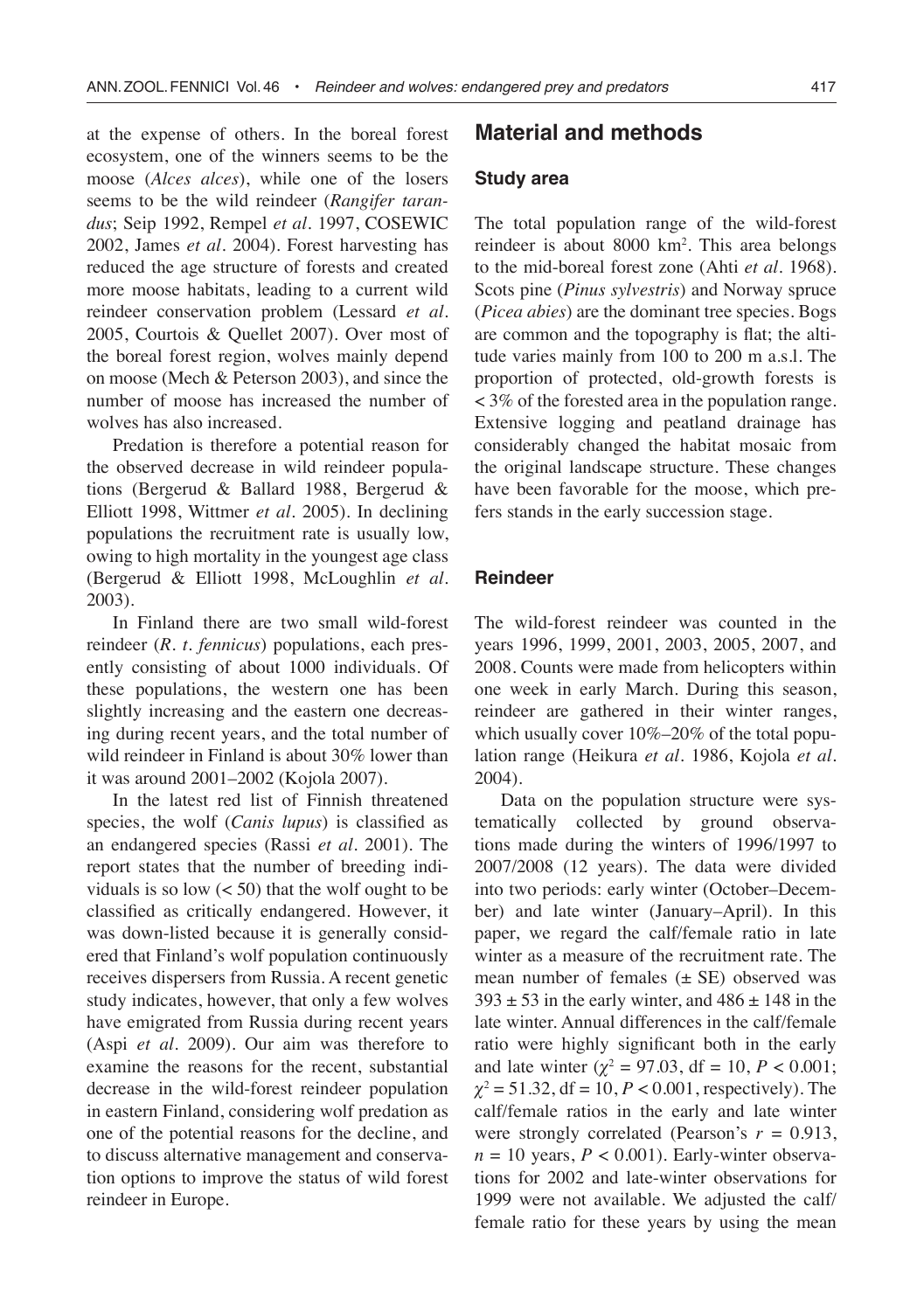at the expense of others. In the boreal forest ecosystem, one of the winners seems to be the moose (*Alces alces*), while one of the losers seems to be the wild reindeer (*Rangifer tarandus*; Seip 1992, Rempel *et al.* 1997, COSEWIC 2002, James *et al.* 2004). Forest harvesting has reduced the age structure of forests and created more moose habitats, leading to a current wild reindeer conservation problem (Lessard *et al.* 2005, Courtois & Quellet 2007). Over most of the boreal forest region, wolves mainly depend on moose (Mech & Peterson 2003), and since the number of moose has increased the number of wolves has also increased.

Predation is therefore a potential reason for the observed decrease in wild reindeer populations (Bergerud & Ballard 1988, Bergerud & Elliott 1998, Wittmer *et al.* 2005). In declining populations the recruitment rate is usually low, owing to high mortality in the youngest age class (Bergerud & Elliott 1998, McLoughlin *et al.* 2003).

In Finland there are two small wild-forest reindeer (*R. t. fennicus*) populations, each presently consisting of about 1000 individuals. Of these populations, the western one has been slightly increasing and the eastern one decreasing during recent years, and the total number of wild reindeer in Finland is about 30% lower than it was around 2001–2002 (Kojola 2007).

In the latest red list of Finnish threatened species, the wolf (*Canis lupus*) is classified as an endangered species (Rassi *et al.* 2001). The report states that the number of breeding individuals is so low (< 50) that the wolf ought to be classified as critically endangered. However, it was down-listed because it is generally considered that Finland's wolf population continuously receives dispersers from Russia. A recent genetic study indicates, however, that only a few wolves have emigrated from Russia during recent years (Aspi *et al.* 2009). Our aim was therefore to examine the reasons for the recent, substantial decrease in the wild-forest reindeer population in eastern Finland, considering wolf predation as one of the potential reasons for the decline, and to discuss alternative management and conservation options to improve the status of wild forest reindeer in Europe.

## Material and methods

### Study area

The total population range of the wild-forest reindeer is about 8000 km$^2$. This area belongs to the mid-boreal forest zone (Ahti *et al.* 1968). Scots pine (*Pinus sylvestris*) and Norway spruce (*Picea abies*) are the dominant tree species. Bogs are common and the topography is flat; the altitude varies mainly from 100 to 200 m a.s.l. The proportion of protected, old-growth forests is < 3% of the forested area in the population range. Extensive logging and peatland drainage has considerably changed the habitat mosaic from the original landscape structure. These changes have been favorable for the moose, which prefers stands in the early succession stage.

### Reindeer

The wild-forest reindeer was counted in the years 1996, 1999, 2001, 2003, 2005, 2007, and 2008. Counts were made from helicopters within one week in early March. During this season, reindeer are gathered in their winter ranges, which usually cover 10%–20% of the total population range (Heikura *et al.* 1986, Kojola *et al.* 2004).

Data on the population structure were systematically collected by ground observations made during the winters of 1996/1997 to 2007/2008 (12 years). The data were divided into two periods: early winter (October–December) and late winter (January–April). In this paper, we regard the calf/female ratio in late winter as a measure of the recruitment rate. The mean number of females (± SE) observed was 393 ± 53 in the early winter, and 486 ± 148 in the late winter. Annual differences in the calf/female ratio were highly significant both in the early and late winter ($\chi^2 = 97.03$, df = 10, $P < 0.001$; $\chi^2 = 51.32$, df = 10, $P < 0.001$, respectively). The calf/female ratios in the early and late winter were strongly correlated (Pearson's $r = 0.913$, $n = 10$ years, $P < 0.001$). Early-winter observations for 2002 and late-winter observations for 1999 were not available. We adjusted the calf/female ratio for these years by using the mean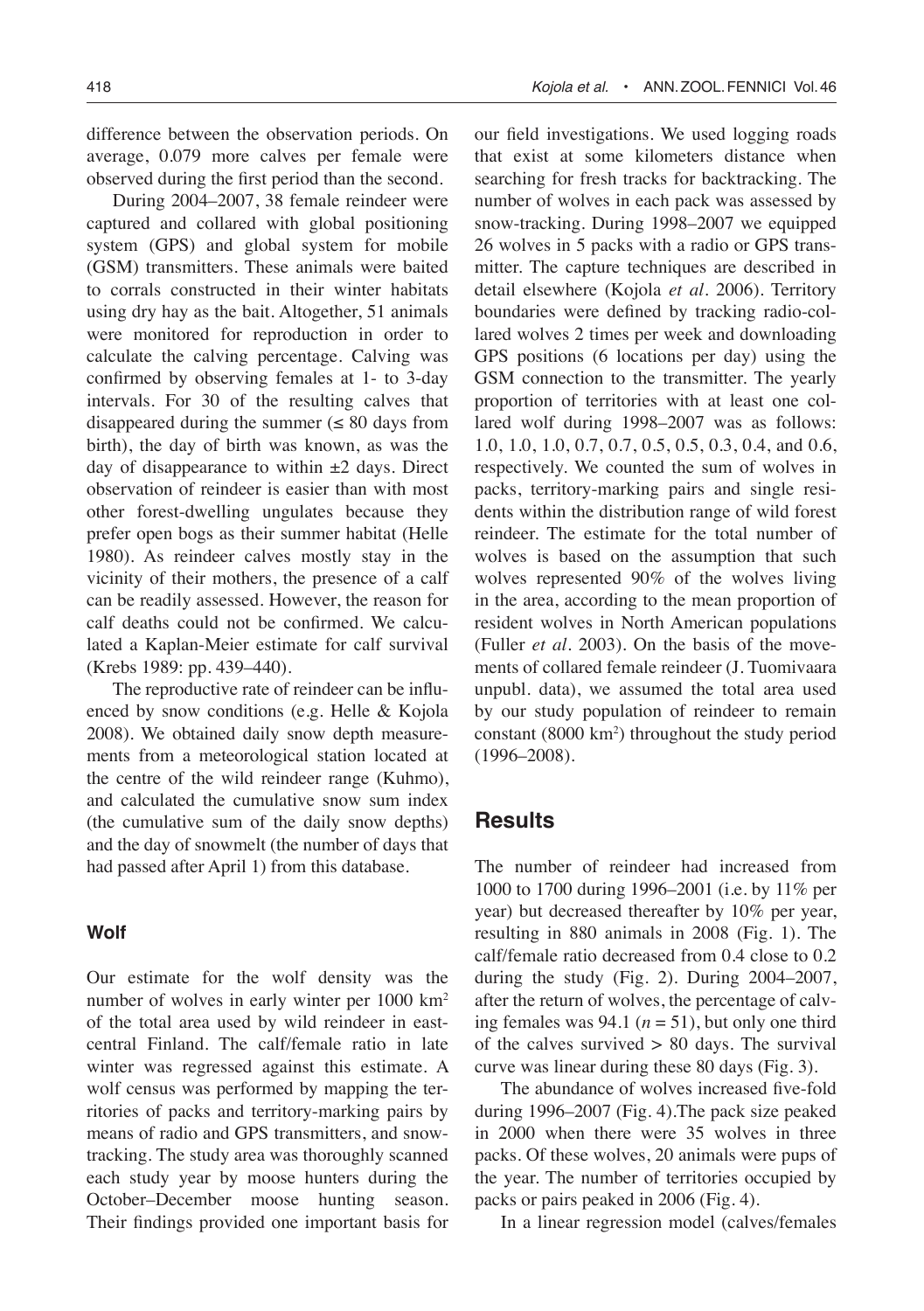difference between the observation periods. On average, 0.079 more calves per female were observed during the first period than the second.

During 2004–2007, 38 female reindeer were captured and collared with global positioning system (GPS) and global system for mobile (GSM) transmitters. These animals were baited to corrals constructed in their winter habitats using dry hay as the bait. Altogether, 51 animals were monitored for reproduction in order to calculate the calving percentage. Calving was confirmed by observing females at 1- to 3-day intervals. For 30 of the resulting calves that disappeared during the summer ($\leq$ 80 days from birth), the day of birth was known, as was the day of disappearance to within ±2 days. Direct observation of reindeer is easier than with most other forest-dwelling ungulates because they prefer open bogs as their summer habitat (Helle 1980). As reindeer calves mostly stay in the vicinity of their mothers, the presence of a calf can be readily assessed. However, the reason for calf deaths could not be confirmed. We calculated a Kaplan-Meier estimate for calf survival (Krebs 1989: pp. 439–440).

The reproductive rate of reindeer can be influenced by snow conditions (e.g. Helle & Kojola 2008). We obtained daily snow depth measurements from a meteorological station located at the centre of the wild reindeer range (Kuhmo), and calculated the cumulative snow sum index (the cumulative sum of the daily snow depths) and the day of snowmelt (the number of days that had passed after April 1) from this database.

### Wolf

Our estimate for the wolf density was the number of wolves in early winter per 1000 km$^2$ of the total area used by wild reindeer in east-central Finland. The calf/female ratio in late winter was regressed against this estimate. A wolf census was performed by mapping the territories of packs and territory-marking pairs by means of radio and GPS transmitters, and snow-tracking. The study area was thoroughly scanned each study year by moose hunters during the October–December moose hunting season. Their findings provided one important basis for our field investigations. We used logging roads that exist at some kilometers distance when searching for fresh tracks for backtracking. The number of wolves in each pack was assessed by snow-tracking. During 1998–2007 we equipped 26 wolves in 5 packs with a radio or GPS transmitter. The capture techniques are described in detail elsewhere (Kojola *et al.* 2006). Territory boundaries were defined by tracking radio-collared wolves 2 times per week and downloading GPS positions (6 locations per day) using the GSM connection to the transmitter. The yearly proportion of territories with at least one collared wolf during 1998–2007 was as follows: 1.0, 1.0, 1.0, 0.7, 0.7, 0.5, 0.5, 0.3, 0.4, and 0.6, respectively. We counted the sum of wolves in packs, territory-marking pairs and single residents within the distribution range of wild forest reindeer. The estimate for the total number of wolves is based on the assumption that such wolves represented 90% of the wolves living in the area, according to the mean proportion of resident wolves in North American populations (Fuller *et al.* 2003). On the basis of the movements of collared female reindeer (J. Tuomivaara unpubl. data), we assumed the total area used by our study population of reindeer to remain constant (8000 km$^2$) throughout the study period (1996–2008).

## Results

The number of reindeer had increased from 1000 to 1700 during 1996–2001 (i.e. by 11% per year) but decreased thereafter by 10% per year, resulting in 880 animals in 2008 (Fig. 1). The calf/female ratio decreased from 0.4 close to 0.2 during the study (Fig. 2). During 2004–2007, after the return of wolves, the percentage of calving females was 94.1 ($n$ = 51), but only one third of the calves survived > 80 days. The survival curve was linear during these 80 days (Fig. 3).

The abundance of wolves increased five-fold during 1996–2007 (Fig. 4). The pack size peaked in 2000 when there were 35 wolves in three packs. Of these wolves, 20 animals were pups of the year. The number of territories occupied by packs or pairs peaked in 2006 (Fig. 4).

In a linear regression model (calves/females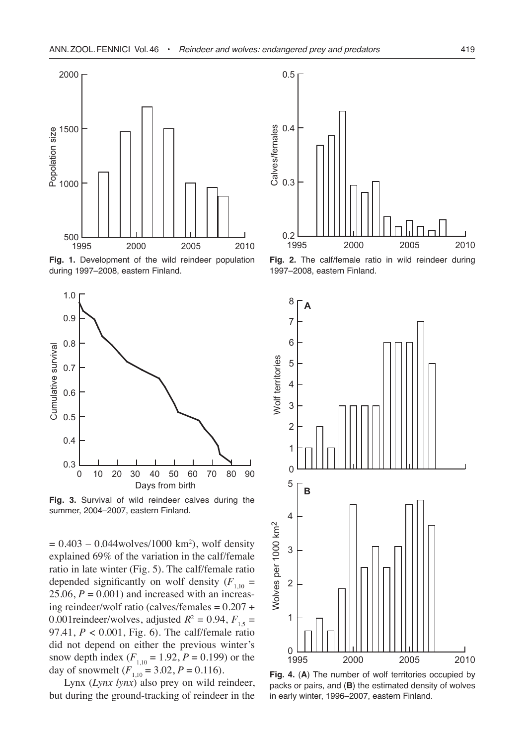**Fig. 1.** Development of the wild reindeer population during 1997–2008, eastern Finland.

**Fig. 2.** The calf/female ratio in wild reindeer during 1997–2008, eastern Finland.

**Fig. 3.** Survival of wild reindeer calves during the summer, 2004–2007, eastern Finland.

**Fig. 4.** (**A**) The number of wolf territories occupied by packs or pairs, and (**B**) the estimated density of wolves in early winter, 1996–2007, eastern Finland.

= 0.403 – 0.044wolves/1000 km$^2$), wolf density explained 69% of the variation in the calf/female ratio in late winter (Fig. 5). The calf/female ratio depended significantly on wolf density ($F_{1,10}$ = 25.06, $P$ = 0.001) and increased with an increasing reindeer/wolf ratio (calves/females = 0.207 + 0.001reindeer/wolves, adjusted $R^2$ = 0.94, $F_{1,5}$ = 97.41, $P$ < 0.001, Fig. 6). The calf/female ratio did not depend on either the previous winter's snow depth index ($F_{1,10}$ = 1.92, $P$ = 0.199) or the day of snowmelt ($F_{1,10}$ = 3.02, $P$ = 0.116).

Lynx (*Lynx lynx*) also prey on wild reindeer, but during the ground-tracking of reindeer in the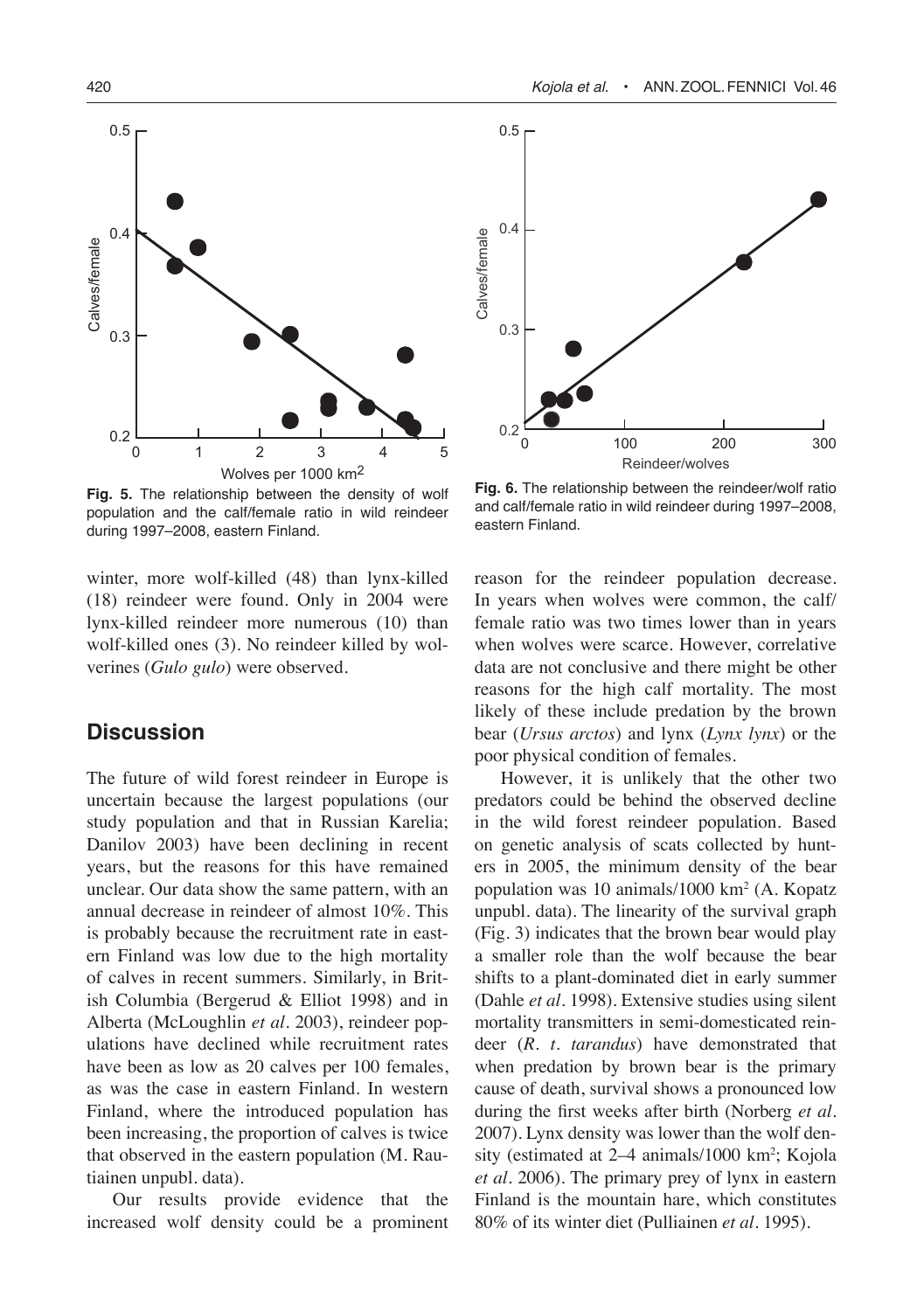**Fig. 5.** The relationship between the density of wolf population and the calf/female ratio in wild reindeer during 1997–2008, eastern Finland.

**Fig. 6.** The relationship between the reindeer/wolf ratio and calf/female ratio in wild reindeer during 1997–2008, eastern Finland.

winter, more wolf-killed (48) than lynx-killed (18) reindeer were found. Only in 2004 were lynx-killed reindeer more numerous (10) than wolf-killed ones (3). No reindeer killed by wolverines (*Gulo gulo*) were observed.

## Discussion

The future of wild forest reindeer in Europe is uncertain because the largest populations (our study population and that in Russian Karelia; Danilov 2003) have been declining in recent years, but the reasons for this have remained unclear. Our data show the same pattern, with an annual decrease in reindeer of almost 10%. This is probably because the recruitment rate in eastern Finland was low due to the high mortality of calves in recent summers. Similarly, in British Columbia (Bergerud & Elliot 1998) and in Alberta (McLoughlin *et al.* 2003), reindeer populations have declined while recruitment rates have been as low as 20 calves per 100 females, as was the case in eastern Finland. In western Finland, where the introduced population has been increasing, the proportion of calves is twice that observed in the eastern population (M. Rautiainen unpubl. data).

Our results provide evidence that the increased wolf density could be a prominent reason for the reindeer population decrease. In years when wolves were common, the calf/female ratio was two times lower than in years when wolves were scarce. However, correlative data are not conclusive and there might be other reasons for the high calf mortality. The most likely of these include predation by the brown bear (*Ursus arctos*) and lynx (*Lynx lynx*) or the poor physical condition of females.

However, it is unlikely that the other two predators could be behind the observed decline in the wild forest reindeer population. Based on genetic analysis of scats collected by hunters in 2005, the minimum density of the bear population was 10 animals/1000 km$^2$ (A. Kopatz unpubl. data). The linearity of the survival graph (Fig. 3) indicates that the brown bear would play a smaller role than the wolf because the bear shifts to a plant-dominated diet in early summer (Dahle *et al.* 1998). Extensive studies using silent mortality transmitters in semi-domesticated reindeer (*R. t. tarandus*) have demonstrated that when predation by brown bear is the primary cause of death, survival shows a pronounced low during the first weeks after birth (Norberg *et al.* 2007). Lynx density was lower than the wolf density (estimated at 2–4 animals/1000 km$^2$; Kojola *et al.* 2006). The primary prey of lynx in eastern Finland is the mountain hare, which constitutes 80% of its winter diet (Pulliainen *et al.* 1995).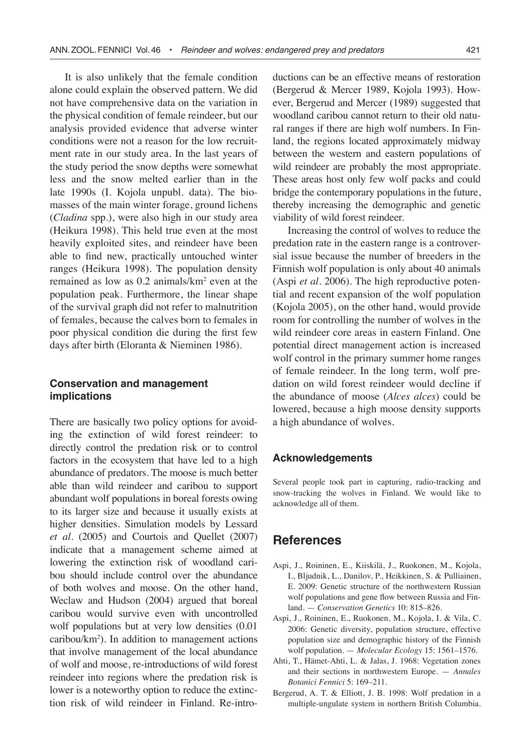It is also unlikely that the female condition alone could explain the observed pattern. We did not have comprehensive data on the variation in the physical condition of female reindeer, but our analysis provided evidence that adverse winter conditions were not a reason for the low recruitment rate in our study area. In the last years of the study period the snow depths were somewhat less and the snow melted earlier than in the late 1990s (I. Kojola unpubl. data). The biomasses of the main winter forage, ground lichens (*Cladina* spp.), were also high in our study area (Heikura 1998). This held true even at the most heavily exploited sites, and reindeer have been able to find new, practically untouched winter ranges (Heikura 1998). The population density remained as low as 0.2 animals/km$^2$ even at the population peak. Furthermore, the linear shape of the survival graph did not refer to malnutrition of females, because the calves born to females in poor physical condition die during the first few days after birth (Eloranta & Nieminen 1986).

### Conservation and management implications

There are basically two policy options for avoiding the extinction of wild forest reindeer: to directly control the predation risk or to control factors in the ecosystem that have led to a high abundance of predators. The moose is much better able than wild reindeer and caribou to support abundant wolf populations in boreal forests owing to its larger size and because it usually exists at higher densities. Simulation models by Lessard *et al*. (2005) and Courtois and Quellet (2007) indicate that a management scheme aimed at lowering the extinction risk of woodland caribou should include control over the abundance of both wolves and moose. On the other hand, Weclaw and Hudson (2004) argued that boreal caribou would survive even with uncontrolled wolf populations but at very low densities (0.01 caribou/km$^2$). In addition to management actions that involve management of the local abundance of wolf and moose, re-introductions of wild forest reindeer into regions where the predation risk is lower is a noteworthy option to reduce the extinction risk of wild reindeer in Finland. Re-introductions can be an effective means of restoration (Bergerud & Mercer 1989, Kojola 1993). However, Bergerud and Mercer (1989) suggested that woodland caribou cannot return to their old natural ranges if there are high wolf numbers. In Finland, the regions located approximately midway between the western and eastern populations of wild reindeer are probably the most appropriate. These areas host only few wolf packs and could bridge the contemporary populations in the future, thereby increasing the demographic and genetic viability of wild forest reindeer.

Increasing the control of wolves to reduce the predation rate in the eastern range is a controversial issue because the number of breeders in the Finnish wolf population is only about 40 animals (Aspi *et al*. 2006). The high reproductive potential and recent expansion of the wolf population (Kojola 2005), on the other hand, would provide room for controlling the number of wolves in the wild reindeer core areas in eastern Finland. One potential direct management action is increased wolf control in the primary summer home ranges of female reindeer. In the long term, wolf predation on wild forest reindeer would decline if the abundance of moose (*Alces alces*) could be lowered, because a high moose density supports a high abundance of wolves.

### Acknowledgements

Several people took part in capturing, radio-tracking and snow-tracking the wolves in Finland. We would like to acknowledge all of them.

## References

- Aspi, J., Roininen, E., Kiiskilä, J., Ruokonen, M., Kojola, I., Bljudnik, L., Danilov, P., Heikkinen, S. & Pulliainen, E. 2009: Genetic structure of the northwestern Russian wolf populations and gene flow between Russia and Finland. — *Conservation Genetics* 10: 815–826.
- Aspi, J., Roininen, E., Ruokonen, M., Kojola, I. & Vila, C. 2006: Genetic diversity, population structure, effective population size and demographic history of the Finnish wolf population. — *Molecular Ecology* 15: 1561–1576.
- Ahti, T., Hämet-Ahti, L. & Jalas, J. 1968: Vegetation zones and their sections in northwestern Europe. — *Annales Botanici Fennici* 5: 169–211.
- Bergerud, A. T. & Elliott, J. B. 1998: Wolf predation in a multiple-ungulate system in northern British Columbia.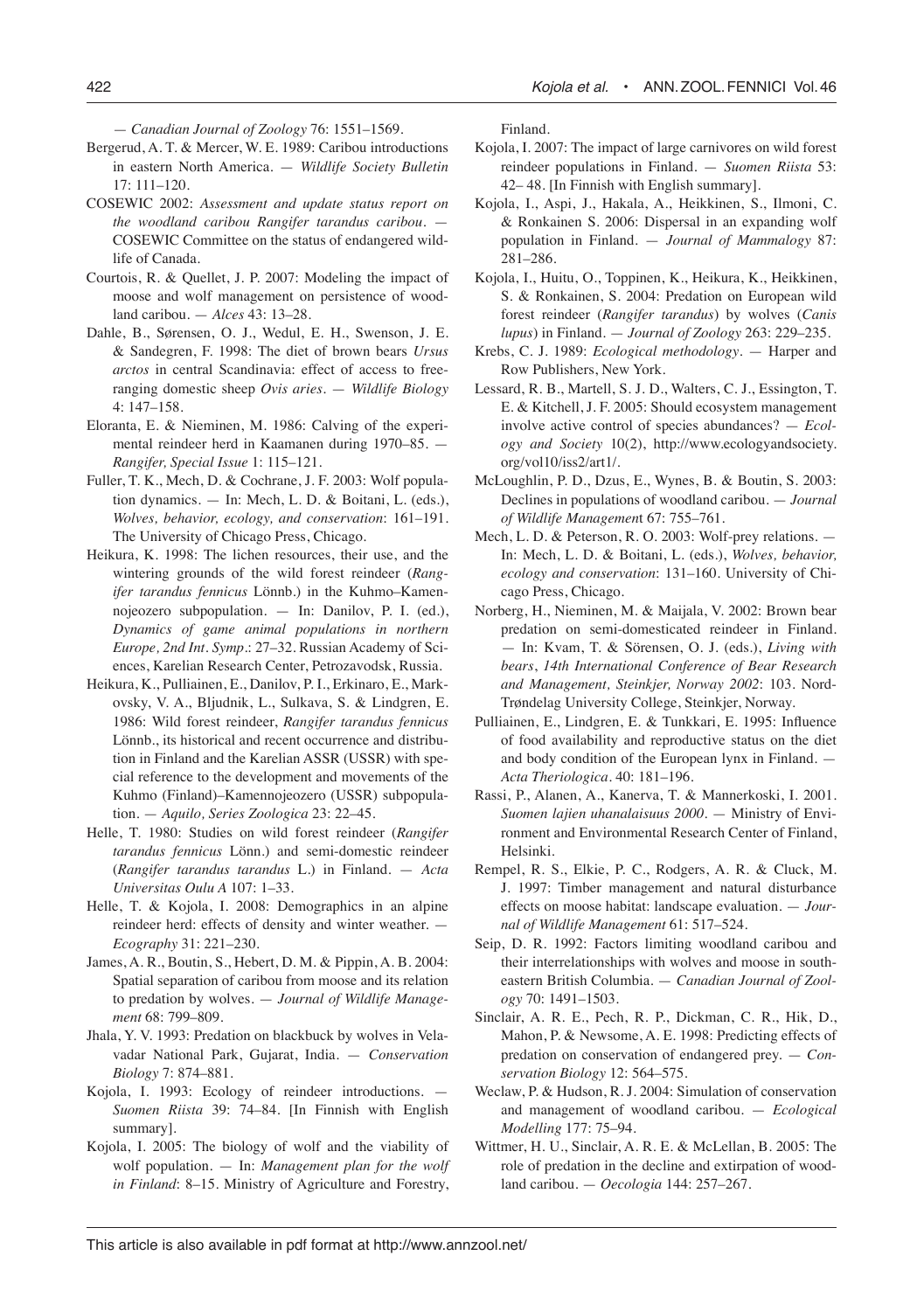— *Canadian Journal of Zoology* 76: 1551–1569.

Bergerud, A. T. & Mercer, W. E. 1989: Caribou introductions in eastern North America. — *Wildlife Society Bulletin* 17: 111–120.

COSEWIC 2002: *Assessment and update status report on the woodland caribou Rangifer tarandus caribou*. — COSEWIC Committee on the status of endangered wildlife of Canada.

Courtois, R. & Quellet, J. P. 2007: Modeling the impact of moose and wolf management on persistence of woodland caribou. — *Alces* 43: 13–28.

Dahle, B., Sørensen, O. J., Wedul, E. H., Swenson, J. E. & Sandegren, F. 1998: The diet of brown bears *Ursus arctos* in central Scandinavia: effect of access to free-ranging domestic sheep *Ovis aries*. — *Wildlife Biology* 4: 147–158.

Eloranta, E. & Nieminen, M. 1986: Calving of the experimental reindeer herd in Kaamanen during 1970–85. — *Rangifer, Special Issue* 1: 115–121.

Fuller, T. K., Mech, D. & Cochrane, J. F. 2003: Wolf population dynamics. — In: Mech, L. D. & Boitani, L. (eds.), *Wolves, behavior, ecology, and conservation*: 161–191. The University of Chicago Press, Chicago.

Heikura, K. 1998: The lichen resources, their use, and the wintering grounds of the wild forest reindeer (*Rangifer tarandus fennicus* Lönnb.) in the Kuhmo–Kamennojeozero subpopulation. — In: Danilov, P. I. (ed.), *Dynamics of game animal populations in northern Europe, 2nd Int. Symp.*: 27–32. Russian Academy of Sciences, Karelian Research Center, Petrozavodsk, Russia.

Heikura, K., Pulliainen, E., Danilov, P. I., Erkinaro, E., Markovsky, V. A., Bljudnik, L., Sulkava, S. & Lindgren, E. 1986: Wild forest reindeer, *Rangifer tarandus fennicus* Lönnb., its historical and recent occurrence and distribution in Finland and the Karelian ASSR (USSR) with special reference to the development and movements of the Kuhmo (Finland)–Kamennojeozero (USSR) subpopulation. — *Aquilo, Series Zoologica* 23: 22–45.

Helle, T. 1980: Studies on wild forest reindeer (*Rangifer tarandus fennicus* Lönn.) and semi-domestic reindeer (*Rangifer tarandus tarandus* L.) in Finland. — *Acta Universitas Oulu A* 107: 1–33.

Helle, T. & Kojola, I. 2008: Demographics in an alpine reindeer herd: effects of density and winter weather. — *Ecography* 31: 221–230.

James, A. R., Boutin, S., Hebert, D. M. & Pippin, A. B. 2004: Spatial separation of caribou from moose and its relation to predation by wolves. — *Journal of Wildlife Management* 68: 799–809.

Jhala, Y. V. 1993: Predation on blackbuck by wolves in Velavadar National Park, Gujarat, India. — *Conservation Biology* 7: 874–881.

Kojola, I. 1993: Ecology of reindeer introductions. — *Suomen Riista* 39: 74–84. [In Finnish with English summary].

Kojola, I. 2005: The biology of wolf and the viability of wolf population. — In: *Management plan for the wolf in Finland*: 8–15. Ministry of Agriculture and Forestry, Finland.

Kojola, I. 2007: The impact of large carnivores on wild forest reindeer populations in Finland. — *Suomen Riista* 53: 42– 48. [In Finnish with English summary].

Kojola, I., Aspi, J., Hakala, A., Heikkinen, S., Ilmoni, C. & Ronkainen S. 2006: Dispersal in an expanding wolf population in Finland. — *Journal of Mammalogy* 87: 281–286.

Kojola, I., Huitu, O., Toppinen, K., Heikura, K., Heikkinen, S. & Ronkainen, S. 2004: Predation on European wild forest reindeer (*Rangifer tarandus*) by wolves (*Canis lupus*) in Finland. — *Journal of Zoology* 263: 229–235.

Krebs, C. J. 1989: *Ecological methodology*. — Harper and Row Publishers, New York.

Lessard, R. B., Martell, S. J. D., Walters, C. J., Essington, T. E. & Kitchell, J. F. 2005: Should ecosystem management involve active control of species abundances? — *Ecology and Society* 10(2), http://www.ecologyandsociety.org/vol10/iss2/art1/.

McLoughlin, P. D., Dzus, E., Wynes, B. & Boutin, S. 2003: Declines in populations of woodland caribou. — *Journal of Wildlife Management* 67: 755–761.

Mech, L. D. & Peterson, R. O. 2003: Wolf-prey relations. — In: Mech, L. D. & Boitani, L. (eds.), *Wolves, behavior, ecology and conservation*: 131–160. University of Chicago Press, Chicago.

Norberg, H., Nieminen, M. & Maijala, V. 2002: Brown bear predation on semi-domesticated reindeer in Finland. — In: Kvam, T. & Sörensen, O. J. (eds.), *Living with bears, 14th International Conference of Bear Research and Management, Steinkjer, Norway 2002*: 103. Nord-Trøndelag University College, Steinkjer, Norway.

Pulliainen, E., Lindgren, E. & Tunkkari, E. 1995: Influence of food availability and reproductive status on the diet and body condition of the European lynx in Finland. — *Acta Theriologica*. 40: 181–196.

Rassi, P., Alanen, A., Kanerva, T. & Mannerkoski, I. 2001. *Suomen lajien uhanalaisuus 2000*. — Ministry of Environment and Environmental Research Center of Finland, Helsinki.

Rempel, R. S., Elkie, P. C., Rodgers, A. R. & Cluck, M. J. 1997: Timber management and natural disturbance effects on moose habitat: landscape evaluation. — *Journal of Wildlife Management* 61: 517–524.

Seip, D. R. 1992: Factors limiting woodland caribou and their interrelationships with wolves and moose in southeastern British Columbia. — *Canadian Journal of Zoology* 70: 1491–1503.

Sinclair, A. R. E., Pech, R. P., Dickman, C. R., Hik, D., Mahon, P. & Newsome, A. E. 1998: Predicting effects of predation on conservation of endangered prey. — *Conservation Biology* 12: 564–575.

Weclaw, P. & Hudson, R. J. 2004: Simulation of conservation and management of woodland caribou. — *Ecological Modelling* 177: 75–94.

Wittmer, H. U., Sinclair, A. R. E. & McLellan, B. 2005: The role of predation in the decline and extirpation of woodland caribou. — *Oecologia* 144: 257–267.

This article is also available in pdf format at http://www.annzool.net/